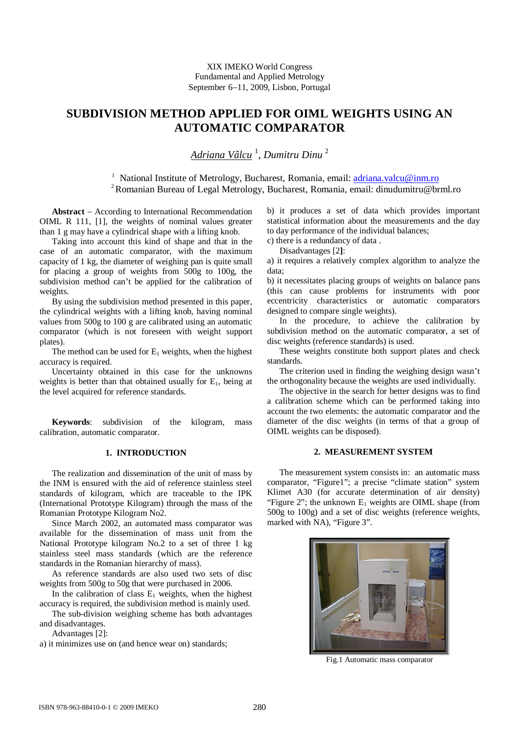XIX IMEKO World Congress
Fundamental and Applied Metrology
September 6–11, 2009, Lisbon, Portugal

# SUBDIVISION METHOD APPLIED FOR OIML WEIGHTS USING AN AUTOMATIC COMPARATOR

*Adriana Vâlcu* [1], *Dumitru Dinu* [2]

[1] National Institute of Metrology, Bucharest, Romania, email: adriana.valcu@inm.ro
[2] Romanian Bureau of Legal Metrology, Bucharest, Romania, email: dinudumitru@brml.ro

**Abstract** – According to International Recommendation OIML R 111, [1], the weights of nominal values greater than 1 g may have a cylindrical shape with a lifting knob.

Taking into account this kind of shape and that in the case of an automatic comparator, with the maximum capacity of 1 kg, the diameter of weighing pan is quite small for placing a group of weights from 500g to 100g, the subdivision method can't be applied for the calibration of weights.

By using the subdivision method presented in this paper, the cylindrical weights with a lifting knob, having nominal values from 500g to 100 g are calibrated using an automatic comparator (which is not foreseen with weight support plates).

The method can be used for $E_1$ weights, when the highest accuracy is required.

Uncertainty obtained in this case for the unknowns weights is better than that obtained usually for $E_1$, being at the level acquired for reference standards.

**Keywords**: subdivision of the kilogram, mass calibration, automatic comparator.

## 1. INTRODUCTION

The realization and dissemination of the unit of mass by the INM is ensured with the aid of reference stainless steel standards of kilogram, which are traceable to the IPK (International Prototype Kilogram) through the mass of the Romanian Prototype Kilogram No2.

Since March 2002, an automated mass comparator was available for the dissemination of mass unit from the National Prototype kilogram No.2 to a set of three 1 kg stainless steel mass standards (which are the reference standards in the Romanian hierarchy of mass).

As reference standards are also used two sets of disc weights from 500g to 50g that were purchased in 2006.

In the calibration of class $E_1$ weights, when the highest accuracy is required, the subdivision method is mainly used.

The sub-division weighing scheme has both advantages and disadvantages.

Advantages [2]:

a) it minimizes use on (and hence wear on) standards;

b) it produces a set of data which provides important statistical information about the measurements and the day to day performance of the individual balances;

c) there is a redundancy of data .

Disadvantages [2]:

a) it requires a relatively complex algorithm to analyze the data;

b) it necessitates placing groups of weights on balance pans (this can cause problems for instruments with poor eccentricity characteristics or automatic comparators designed to compare single weights).

In the procedure, to achieve the calibration by subdivision method on the automatic comparator, a set of disc weights (reference standards) is used.

These weights constitute both support plates and check standards.

The criterion used in finding the weighing design wasn't the orthogonality because the weights are used individually.

The objective in the search for better designs was to find a calibration scheme which can be performed taking into account the two elements: the automatic comparator and the diameter of the disc weights (in terms of that a group of OIML weights can be disposed).

## 2. MEASUREMENT SYSTEM

The measurement system consists in: an automatic mass comparator, "Figure1"; a precise "climate station" system Klimet A30 (for accurate determination of air density) "Figure 2"; the unknown $E_1$ weights are OIML shape (from 500g to 100g) and a set of disc weights (reference weights, marked with NA), "Figure 3".

Fig.1 Automatic mass comparator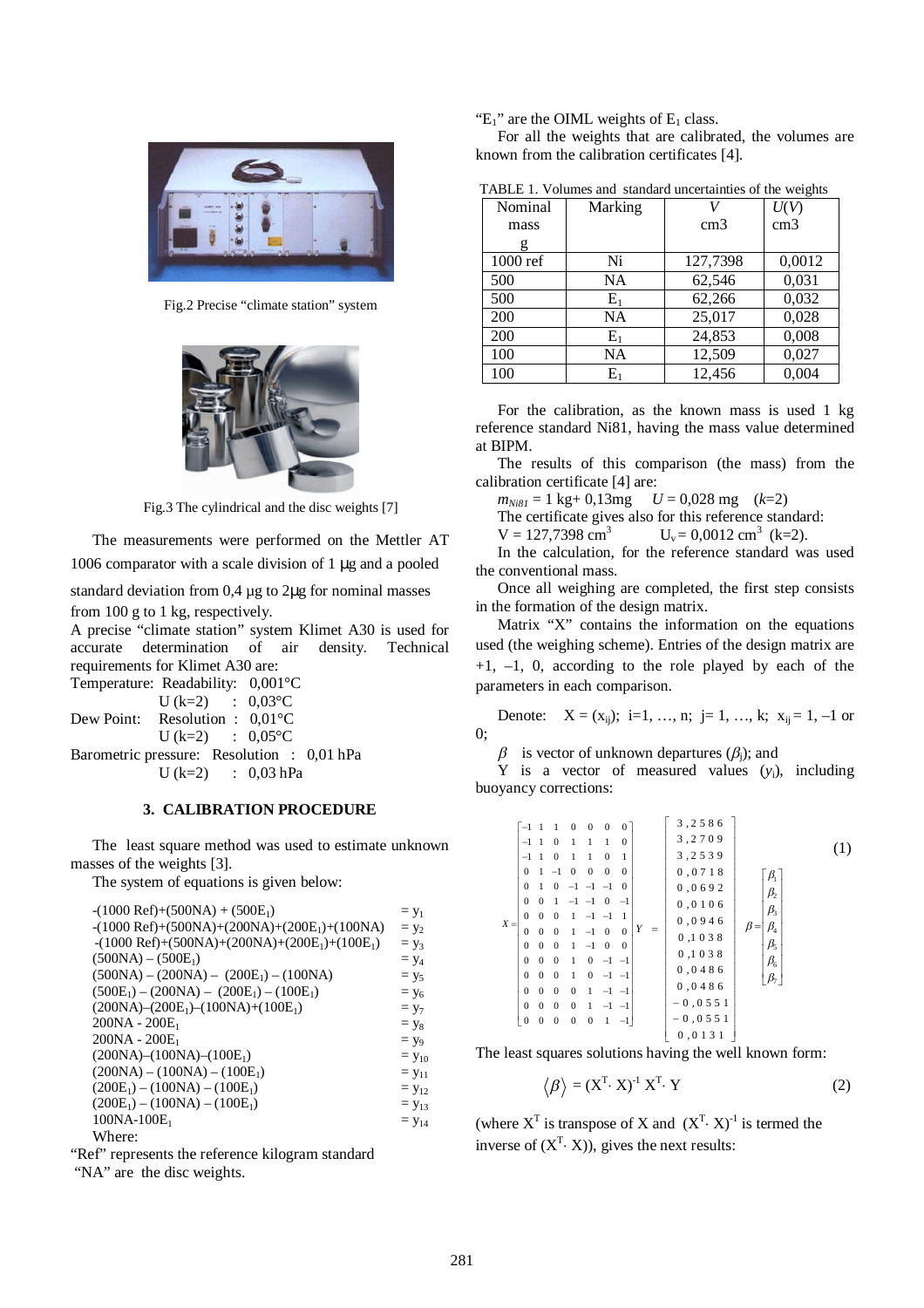Fig.2 Precise "climate station" system

Fig.3 The cylindrical and the disc weights [7]

The measurements were performed on the Mettler AT 1006 comparator with a scale division of 1 μg and a pooled standard deviation from 0,4 μg to 2μg for nominal masses from 100 g to 1 kg, respectively.

A precise "climate station" system Klimet A30 is used for accurate determination of air density. Technical requirements for Klimet A30 are:

Temperature: Readability: 0,001°C
U (k=2) : 0,03°C

Dew Point: Resolution : 0,01°C
U (k=2) : 0,05°C

Barometric pressure: Resolution : 0,01 hPa
U (k=2) : 0,03 hPa

## 3. CALIBRATION PROCEDURE

The least square method was used to estimate unknown masses of the weights [3].

The system of equations is given below:

$$
\begin{aligned}
&-(1000\ \text{Ref})+(500\text{NA}) + (500\text{E}_1) &= y_1\\
&-(1000\ \text{Ref})+(500\text{NA})+(200\text{NA})+(200\text{E}_1)+(100\text{NA}) &= y_2\\
&-(1000\ \text{Ref})+(500\text{NA})+(200\text{NA})+(200\text{E}_1)+(100\text{E}_1) &= y_3\\
&(500\text{NA}) - (500\text{E}_1) &= y_4\\
&(500\text{NA}) - (200\text{NA}) - (200\text{E}_1) - (100\text{NA}) &= y_5\\
&(500\text{E}_1) - (200\text{NA}) - (200\text{E}_1) - (100\text{E}_1) &= y_6\\
&(200\text{NA})-(200\text{E}_1)-(100\text{NA})+(100\text{E}_1) &= y_7\\
&200\text{NA} - 200\text{E}_1 &= y_8\\
&200\text{NA} - 200\text{E}_1 &= y_9\\
&(200\text{NA})-(100\text{NA})-(100\text{E}_1) &= y_{10}\\
&(200\text{NA}) - (100\text{NA}) - (100\text{E}_1) &= y_{11}\\
&(200\text{E}_1) - (100\text{NA}) - (100\text{E}_1) &= y_{12}\\
&(200\text{E}_1) - (100\text{NA}) - (100\text{E}_1) &= y_{13}\\
&100\text{NA}-100\text{E}_1 &= y_{14}
\end{aligned}
$$

Where:

"Ref" represents the reference kilogram standard

"NA" are the disc weights.

"$E_1$" are the OIML weights of $E_1$ class.

For all the weights that are calibrated, the volumes are known from the calibration certificates [4].

TABLE 1. Volumes and standard uncertainties of the weights

| Nominal mass g | Marking | $V$ cm3 | $U(V)$ cm3 |
|---|---|---|---|
| 1000 ref | Ni | 127,7398 | 0,0012 |
| 500 | NA | 62,546 | 0,031 |
| 500 | $E_1$ | 62,266 | 0,032 |
| 200 | NA | 25,017 | 0,028 |
| 200 | $E_1$ | 24,853 | 0,008 |
| 100 | NA | 12,509 | 0,027 |
| 100 | $E_1$ | 12,456 | 0,004 |

For the calibration, as the known mass is used 1 kg reference standard Ni81, having the mass value determined at BIPM.

The results of this comparison (the mass) from the calibration certificate [4] are:

$m_{Ni81}$ = 1 kg+ 0,13mg   $U$ = 0,028 mg   ($k$=2)

The certificate gives also for this reference standard:

V = 127,7398 $cm^3$   $U_v$ = 0,0012 $cm^3$ (k=2).

In the calculation, for the reference standard was used the conventional mass.

Once all weighing are completed, the first step consists in the formation of the design matrix.

Matrix "X" contains the information on the equations used (the weighing scheme). Entries of the design matrix are +1, –1, 0, according to the role played by each of the parameters in each comparison.

Denote: $X = (x_{ij})$; i=1, …, n; j= 1, …, k; $x_{ij}$ = 1, –1 or 0;

$\beta$ is vector of unknown departures ($\beta_j$); and

Y is a vector of measured values ($y_i$), including buoyancy corrections:

$$
X=\begin{bmatrix}
-1 & 1 & 1 & 0 & 0 & 0 & 0\\
-1 & 1 & 0 & 1 & 1 & 1 & 0\\
-1 & 1 & 0 & 1 & 1 & 0 & 1\\
0 & 1 & -1 & 0 & 0 & 0 & 0\\
0 & 1 & 0 & -1 & -1 & -1 & 0\\
0 & 0 & 1 & -1 & -1 & 0 & -1\\
0 & 0 & 0 & 1 & -1 & -1 & 1\\
0 & 0 & 0 & 1 & -1 & 0 & 0\\
0 & 0 & 0 & 1 & -1 & 0 & 0\\
0 & 0 & 0 & 1 & 0 & -1 & -1\\
0 & 0 & 0 & 1 & 0 & -1 & -1\\
0 & 0 & 0 & 0 & 1 & -1 & -1\\
0 & 0 & 0 & 0 & 1 & -1 & -1\\
0 & 0 & 0 & 0 & 0 & 1 & -1
\end{bmatrix}
\quad
Y=\begin{bmatrix}
3,2586\\ 3,2709\\ 3,2539\\ 0,0718\\ 0,0692\\ 0,0106\\ 0,0946\\ 0,1038\\ 0,1038\\ 0,0486\\ 0,0486\\ -0,0551\\ -0,0551\\ 0,0131
\end{bmatrix}
\quad
\beta=\begin{bmatrix}
\beta_1\\ \beta_2\\ \beta_3\\ \beta_4\\ \beta_5\\ \beta_6\\ \beta_7
\end{bmatrix}
\qquad (1)
$$

The least squares solutions having the well known form:

$$\langle\beta\rangle = (X^T \cdot X)^{-1} X^T \cdot Y \qquad (2)$$

(where $X^T$ is transpose of X and $(X^T \cdot X)^{-1}$ is termed the inverse of $(X^T \cdot X)$), gives the next results: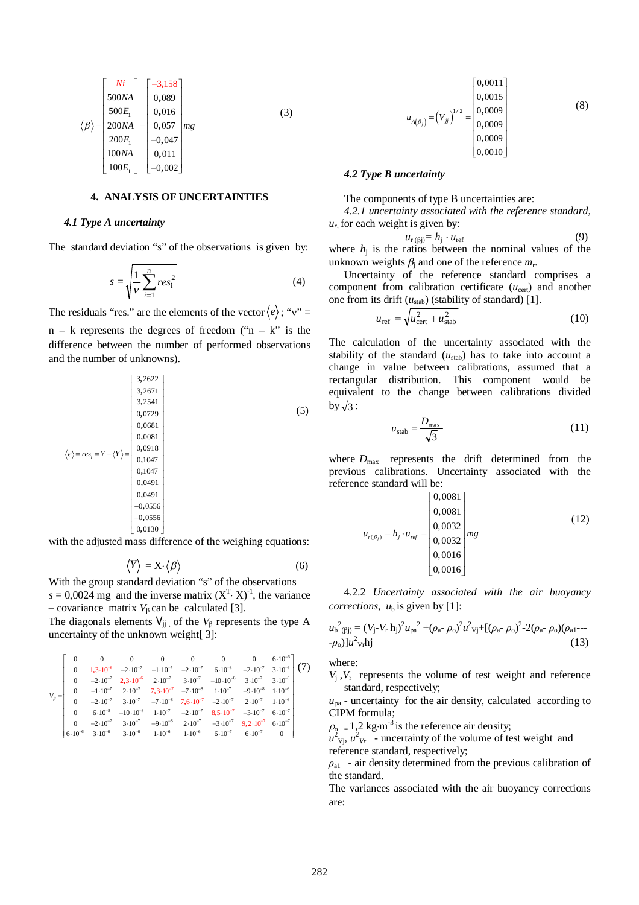$$\langle\beta\rangle = \begin{bmatrix} Ni \\ 500NA \\ 500E_1 \\ 200NA \\ 200E_1 \\ 100NA \\ 100E_1 \end{bmatrix} = \begin{bmatrix} -3{,}158 \\ 0{,}089 \\ 0{,}016 \\ 0{,}057 \\ -0{,}047 \\ 0{,}011 \\ -0{,}002 \end{bmatrix} mg \tag{3}$$

## 4. ANALYSIS OF UNCERTAINTIES

### *4.1 Type A uncertainty*

The standard deviation "s" of the observations is given by:

$$s = \sqrt{\frac{1}{\nu}\sum_{i=1}^{n} res_i^2} \tag{4}$$

The residuals "res." are the elements of the vector $\langle e\rangle$; "ν" = n – k represents the degrees of freedom ("n – k" is the difference between the number of performed observations and the number of unknowns).

$$\langle e\rangle = res_i = Y - \langle Y\rangle = \begin{bmatrix} 3{,}2622 \\ 3{,}2671 \\ 3{,}2541 \\ 0{,}0729 \\ 0{,}0681 \\ 0{,}0081 \\ 0{,}0918 \\ 0{,}1047 \\ 0{,}1047 \\ 0{,}0491 \\ 0{,}0491 \\ -0{,}0556 \\ -0{,}0556 \\ 0{,}0130 \end{bmatrix} \tag{5}$$

with the adjusted mass difference of the weighing equations:

$$\langle Y\rangle = X\cdot\langle\beta\rangle \tag{6}$$

With the group standard deviation "s" of the observations $s$ = 0,0024 mg and the inverse matrix $(X^T\cdot X)^{-1}$, the variance – covariance matrix $V_\beta$ can be calculated [3].

The diagonals elements $V_{jj}$ of the $V_\beta$ represents the type A uncertainty of the unknown weight[3]:

$$V_\beta = \begin{bmatrix} 0 & 0 & 0 & 0 & 0 & 0 & 0 & 6\cdot10^{-6} \\ 0 & 1{,}3\cdot10^{-6} & -2\cdot10^{-7} & -1\cdot10^{-7} & -2\cdot10^{-7} & 6\cdot10^{-8} & -2\cdot10^{-7} & 3\cdot10^{-6} \\ 0 & -2\cdot10^{-7} & 2{,}3\cdot10^{-6} & 2\cdot10^{-7} & 3\cdot10^{-7} & -10\cdot10^{-8} & 3\cdot10^{-7} & 3\cdot10^{-6} \\ 0 & -1\cdot10^{-7} & 2\cdot10^{-7} & 7{,}3\cdot10^{-7} & -7\cdot10^{-8} & 1\cdot10^{-7} & -9\cdot10^{-8} & 1\cdot10^{-6} \\ 0 & -2\cdot10^{-7} & 3\cdot10^{-7} & -7\cdot10^{-8} & 7{,}6\cdot10^{-7} & -2\cdot10^{-7} & 2\cdot10^{-7} & 1\cdot10^{-6} \\ 0 & 6\cdot10^{-8} & -10\cdot10^{-8} & 1\cdot10^{-7} & -2\cdot10^{-7} & 8{,}5\cdot10^{-7} & -3\cdot10^{-7} & 6\cdot10^{-7} \\ 0 & -2\cdot10^{-7} & 3\cdot10^{-7} & -9\cdot10^{-8} & 2\cdot10^{-7} & -3\cdot10^{-7} & 9{,}2\cdot10^{-7} & 6\cdot10^{-7} \\ 6\cdot10^{-6} & 3\cdot10^{-6} & 3\cdot10^{-6} & 1\cdot10^{-6} & 1\cdot10^{-6} & 6\cdot10^{-7} & 6\cdot10^{-7} & 0 \end{bmatrix} \tag{7}$$

$$u_{A(\beta_j)} = (V_{jj})^{1/2} = \begin{bmatrix} 0{,}0011 \\ 0{,}0015 \\ 0{,}0009 \\ 0{,}0009 \\ 0{,}0009 \\ 0{,}0010 \end{bmatrix} \tag{8}$$

### *4.2 Type B uncertainty*

The components of type B uncertainties are:

*4.2.1 uncertainty associated with the reference standard,* $u_r$, for each weight is given by:

$$u_{r(\beta j)} = h_j \cdot u_{ref} \tag{9}$$

where $h_j$ is the ratios between the nominal values of the unknown weights $\beta_j$ and one of the reference $m_r$.

Uncertainty of the reference standard comprises a component from calibration certificate ($u_{cert}$) and another one from its drift ($u_{stab}$) (stability of standard) [1].

$$u_{ref} = \sqrt{u_{cert}^2 + u_{stab}^2} \tag{10}$$

The calculation of the uncertainty associated with the stability of the standard ($u_{stab}$) has to take into account a change in value between calibrations, assumed that a rectangular distribution. This component would be equivalent to the change between calibrations divided by $\sqrt{3}$:

$$u_{stab} = \frac{D_{max}}{\sqrt{3}} \tag{11}$$

where $D_{max}$ represents the drift determined from the previous calibrations. Uncertainty associated with the reference standard will be:

$$u_{r(\beta_j)} = h_j \cdot u_{ref} = \begin{bmatrix} 0{,}0081 \\ 0{,}0081 \\ 0{,}0032 \\ 0{,}0032 \\ 0{,}0016 \\ 0{,}0016 \end{bmatrix} mg \tag{12}$$

4.2.2 *Uncertainty associated with the air buoyancy corrections*, $u_b$ is given by [1]:

$$u_{b(\beta j)}^2 = (V_j - V_r h_j)^2 u_{\rho a}^2 + (\rho_a - \rho_o)^2 u_{Vj}^2 + [(\rho_a - \rho_o)^2 - 2(\rho_a - \rho_o)(\rho_{a1} - \rho_o)] u_{Vr}^2 h_j \tag{13}$$

where:

$V_j$, $V_r$ represents the volume of test weight and reference standard, respectively;

$u_{\rho a}$ - uncertainty for the air density, calculated according to CIPM formula;

$\rho_0$ = 1,2 kg·m$^{-3}$ is the reference air density;

$u_{Vj}^2$, $u_{Vr}^2$ - uncertainty of the volume of test weight and reference standard, respectively;

$\rho_{a1}$ - air density determined from the previous calibration of the standard.

The variances associated with the air buoyancy corrections are: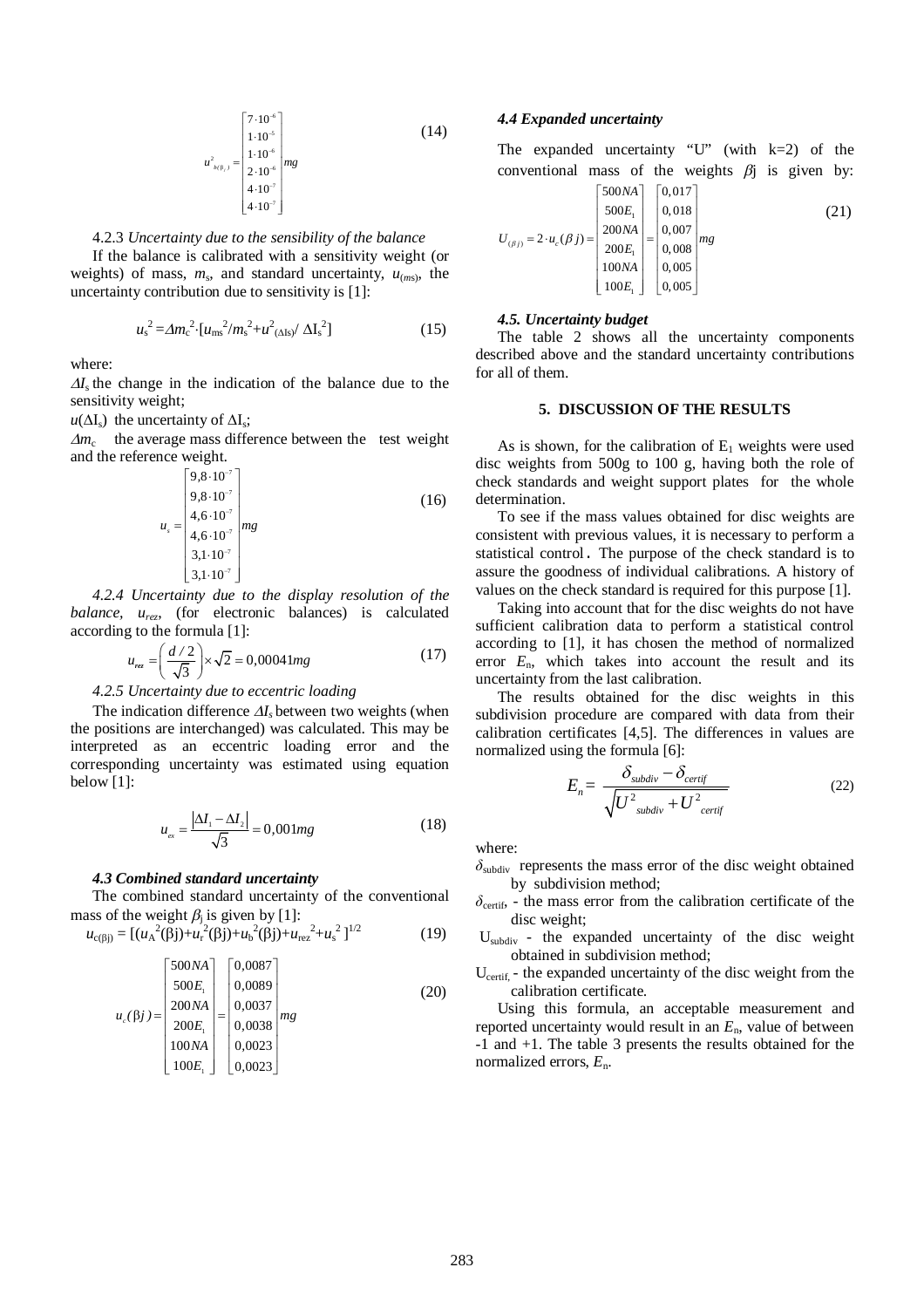$$u^2_{b(\beta_j)} = \begin{bmatrix} 7\cdot10^{-6} \\ 1\cdot10^{-5} \\ 1\cdot10^{-6} \\ 2\cdot10^{-6} \\ 4\cdot10^{-7} \\ 4\cdot10^{-7} \end{bmatrix} mg \tag{14}$$

4.2.3 *Uncertainty due to the sensibility of the balance*

If the balance is calibrated with a sensitivity weight (or weights) of mass, $m_s$, and standard uncertainty, $u_{(ms)}$, the uncertainty contribution due to sensitivity is [1]:

$$u_s^2 = \Delta m_c^2 \cdot [u_{ms}^2/m_s^2 + u^2_{(\Delta Is)}/ \Delta I_s^2] \tag{15}$$

where:

$\Delta I_s$ the change in the indication of the balance due to the sensitivity weight;

$u(\Delta I_s)$ the uncertainty of $\Delta I_s$;

$\Delta m_c$ the average mass difference between the test weight and the reference weight.

$$u_s = \begin{bmatrix} 9{,}8\cdot10^{-7} \\ 9{,}8\cdot10^{-7} \\ 4{,}6\cdot10^{-7} \\ 4{,}6\cdot10^{-7} \\ 3{,}1\cdot10^{-7} \\ 3{,}1\cdot10^{-7} \end{bmatrix} mg \tag{16}$$

*4.2.4 Uncertainty due to the display resolution of the balance*, $u_{rez}$, (for electronic balances) is calculated according to the formula [1]:

$$u_{rez} = \left(\frac{d/2}{\sqrt{3}}\right) \times \sqrt{2} = 0{,}00041 mg \tag{17}$$

*4.2.5 Uncertainty due to eccentric loading*

The indication difference $\Delta I_s$ between two weights (when the positions are interchanged) was calculated. This may be interpreted as an eccentric loading error and the corresponding uncertainty was estimated using equation below [1]:

$$u_{ex} = \frac{|\Delta I_1 - \Delta I_2|}{\sqrt{3}} = 0{,}001 mg \tag{18}$$

### *4.3 Combined standard uncertainty*

The combined standard uncertainty of the conventional mass of the weight $\beta_j$ is given by [1]:

$$u_{c(\beta j)} = [(u_A^2(\beta j) + u_r^2(\beta j) + u_b^2(\beta j) + u_{rez}^2 + u_s^2]^{1/2} \tag{19}$$

$$u_c(\beta j) = \begin{bmatrix} 500NA \\ 500E_1 \\ 200NA \\ 200E_1 \\ 100NA \\ 100E_1 \end{bmatrix} = \begin{bmatrix} 0{,}0087 \\ 0{,}0089 \\ 0{,}0037 \\ 0{,}0038 \\ 0{,}0023 \\ 0{,}0023 \end{bmatrix} mg \tag{20}$$

### *4.4 Expanded uncertainty*

The expanded uncertainty "U" (with k=2) of the conventional mass of the weights $\beta$j is given by:

$$U_{(\beta j)} = 2 \cdot u_c(\beta j) = \begin{bmatrix} 500NA \\ 500E_1 \\ 200NA \\ 200E_1 \\ 100NA \\ 100E_1 \end{bmatrix} = \begin{bmatrix} 0{,}017 \\ 0{,}018 \\ 0{,}007 \\ 0{,}008 \\ 0{,}005 \\ 0{,}005 \end{bmatrix} mg \tag{21}$$

### *4.5. Uncertainty budget*

The table 2 shows all the uncertainty components described above and the standard uncertainty contributions for all of them.

## 5. DISCUSSION OF THE RESULTS

As is shown, for the calibration of $E_1$ weights were used disc weights from 500g to 100 g, having both the role of check standards and weight support plates for the whole determination.

To see if the mass values obtained for disc weights are consistent with previous values, it is necessary to perform a statistical control. The purpose of the check standard is to assure the goodness of individual calibrations. A history of values on the check standard is required for this purpose [1].

Taking into account that for the disc weights do not have sufficient calibration data to perform a statistical control according to [1], it has chosen the method of normalized error $E_n$, which takes into account the result and its uncertainty from the last calibration.

The results obtained for the disc weights in this subdivision procedure are compared with data from their calibration certificates [4,5]. The differences in values are normalized using the formula [6]:

$$E_n = \frac{\delta_{subdiv} - \delta_{certif}}{\sqrt{U^2_{subdiv} + U^2_{certif}}} \tag{22}$$

where:

$\delta_{subdiv}$ represents the mass error of the disc weight obtained by subdivision method;

$\delta_{certif}$, - the mass error from the calibration certificate of the disc weight;

$U_{subdiv}$ - the expanded uncertainty of the disc weight obtained in subdivision method;

$U_{certif}$, - the expanded uncertainty of the disc weight from the calibration certificate.

Using this formula, an acceptable measurement and reported uncertainty would result in an $E_n$, value of between -1 and +1. The table 3 presents the results obtained for the normalized errors, $E_n$.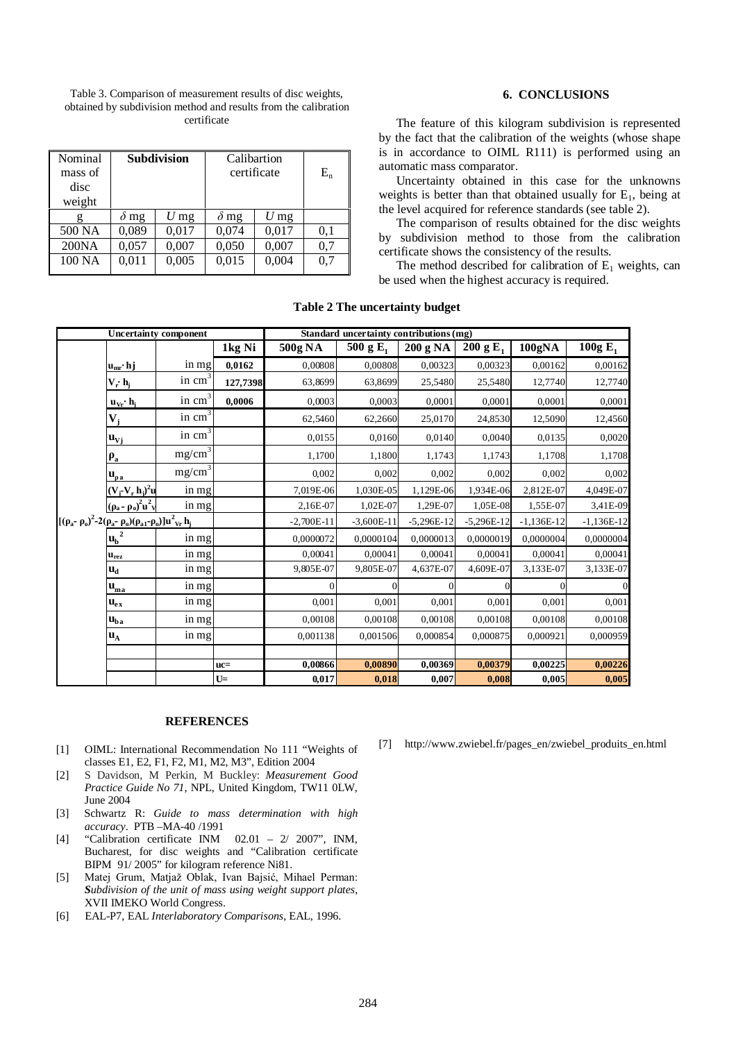Table 3. Comparison of measurement results of disc weights, obtained by subdivision method and results from the calibration certificate

| Nominal mass of disc weight | **Subdivision** | | Calibartion certificate | | $E_n$ |
|---|---|---|---|---|---|
| g | $\delta$ mg | $U$ mg | $\delta$ mg | $U$ mg | |
| 500 NA | 0,089 | 0,017 | 0,074 | 0,017 | 0,1 |
| 200NA | 0,057 | 0,007 | 0,050 | 0,007 | 0,7 |
| 100 NA | 0,011 | 0,005 | 0,015 | 0,004 | 0,7 |

## 6. CONCLUSIONS

The feature of this kilogram subdivision is represented by the fact that the calibration of the weights (whose shape is in accordance to OIML R111) is performed using an automatic mass comparator.

Uncertainty obtained in this case for the unknowns weights is better than that obtained usually for $E_1$, being at the level acquired for reference standards (see table 2).

The comparison of results obtained for the disc weights by subdivision method to those from the calibration certificate shows the consistency of the results.

The method described for calibration of $E_1$ weights, can be used when the highest accuracy is required.

**Table 2 The uncertainty budget**

| **Uncertainty component** | | | | **Standard uncertainty contributions (mg)** | | | | | | |
|---|---|---|---|---|---|---|---|---|---|---|
| | | | **1kg Ni** | **500g NA** | **500 g $E_1$** | **200 g NA** | **200 g $E_1$** | **100gNA** | **100g $E_1$** |
| | $u_{mr} \cdot h_j$ | in mg | **0,0162** | 0,00808 | 0,00808 | 0,00323 | 0,00323 | 0,00162 | 0,00162 |
| | $V_r \cdot h_j$ | in $cm^3$ | **127,7398** | 63,8699 | 63,8699 | 25,5480 | 25,5480 | 12,7740 | 12,7740 |
| | $u_{Vr} \cdot h_j$ | in $cm^3$ | **0,0006** | 0,0003 | 0,0003 | 0,0001 | 0,0001 | 0,0001 | 0,0001 |
| | $V_j$ | in $cm^3$ | | 62,5460 | 62,2660 | 25,0170 | 24,8530 | 12,5090 | 12,4560 |
| | $u_{Vj}$ | in $cm^3$ | | 0,0155 | 0,0160 | 0,0140 | 0,0040 | 0,0135 | 0,0020 |
| | $\rho_a$ | $mg/cm^3$ | | 1,1700 | 1,1800 | 1,1743 | 1,1743 | 1,1708 | 1,1708 |
| | $u_{\rho a}$ | $mg/cm^3$ | | 0,002 | 0,002 | 0,002 | 0,002 | 0,002 | 0,002 |
| | $(V_j - V_r h_j)^2 u$ | in mg | | 7,019E-06 | 1,030E-05 | 1,129E-06 | 1,934E-06 | 2,812E-07 | 4,049E-07 |
| | $(\rho_a - \rho_o)^2 u^2_V$ | in mg | | 2,16E-07 | 1,02E-07 | 1,29E-07 | 1,05E-08 | 1,55E-07 | 3,41E-09 |
| $[(\rho_a - \rho_o)^2 - 2(\rho_a - \rho_o)(\rho_{a1} - \rho_o)] u^2_{Vr} h_j$ | | | | -2,700E-11 | -3,600E-11 | -5,296E-12 | -5,296E-12 | -1,136E-12 | -1,136E-12 |
| | $u_b^2$ | in mg | | 0,0000072 | 0,0000104 | 0,0000013 | 0,0000019 | 0,0000004 | 0,0000004 |
| | $u_{rez}$ | in mg | | 0,00041 | 0,00041 | 0,00041 | 0,00041 | 0,00041 | 0,00041 |
| | $u_d$ | in mg | | 9,805E-07 | 9,805E-07 | 4,637E-07 | 4,609E-07 | 3,133E-07 | 3,133E-07 |
| | $u_{ma}$ | in mg | | 0 | 0 | 0 | 0 | 0 | 0 |
| | $u_{ex}$ | in mg | | 0,001 | 0,001 | 0,001 | 0,001 | 0,001 | 0,001 |
| | $u_{ba}$ | in mg | | 0,00108 | 0,00108 | 0,00108 | 0,00108 | 0,00108 | 0,00108 |
| | $u_A$ | in mg | | 0,001138 | 0,001506 | 0,000854 | 0,000875 | 0,000921 | 0,000959 |
| | | | | | | | | | |
| | | | uc= | **0,00866** | **0,00890** | **0,00369** | **0,00379** | **0,00225** | **0,00226** |
| | | | U= | **0,017** | **0,018** | **0,007** | **0,008** | **0,005** | **0,005** |

## REFERENCES

[1] OIML: International Recommendation No 111 "Weights of classes E1, E2, F1, F2, M1, M2, M3", Edition 2004

[2] S Davidson, M Perkin, M Buckley: *Measurement Good Practice Guide No 71*, NPL, United Kingdom, TW11 0LW, June 2004

[3] Schwartz R: *Guide to mass determination with high accuracy*. PTB –MA-40 /1991

[4] "Calibration certificate INM 02.01 – 2/ 2007", INM, Bucharest, for disc weights and "Calibration certificate BIPM 91/ 2005" for kilogram reference Ni81.

[5] Matej Grum, Matjaž Oblak, Ivan Bajsić, Mihael Perman: *Subdivision of the unit of mass using weight support plates*, XVII IMEKO World Congress.

[6] EAL-P7, EAL *Interlaboratory Comparisons*, EAL, 1996.

[7] http://www.zwiebel.fr/pages_en/zwiebel_produits_en.html